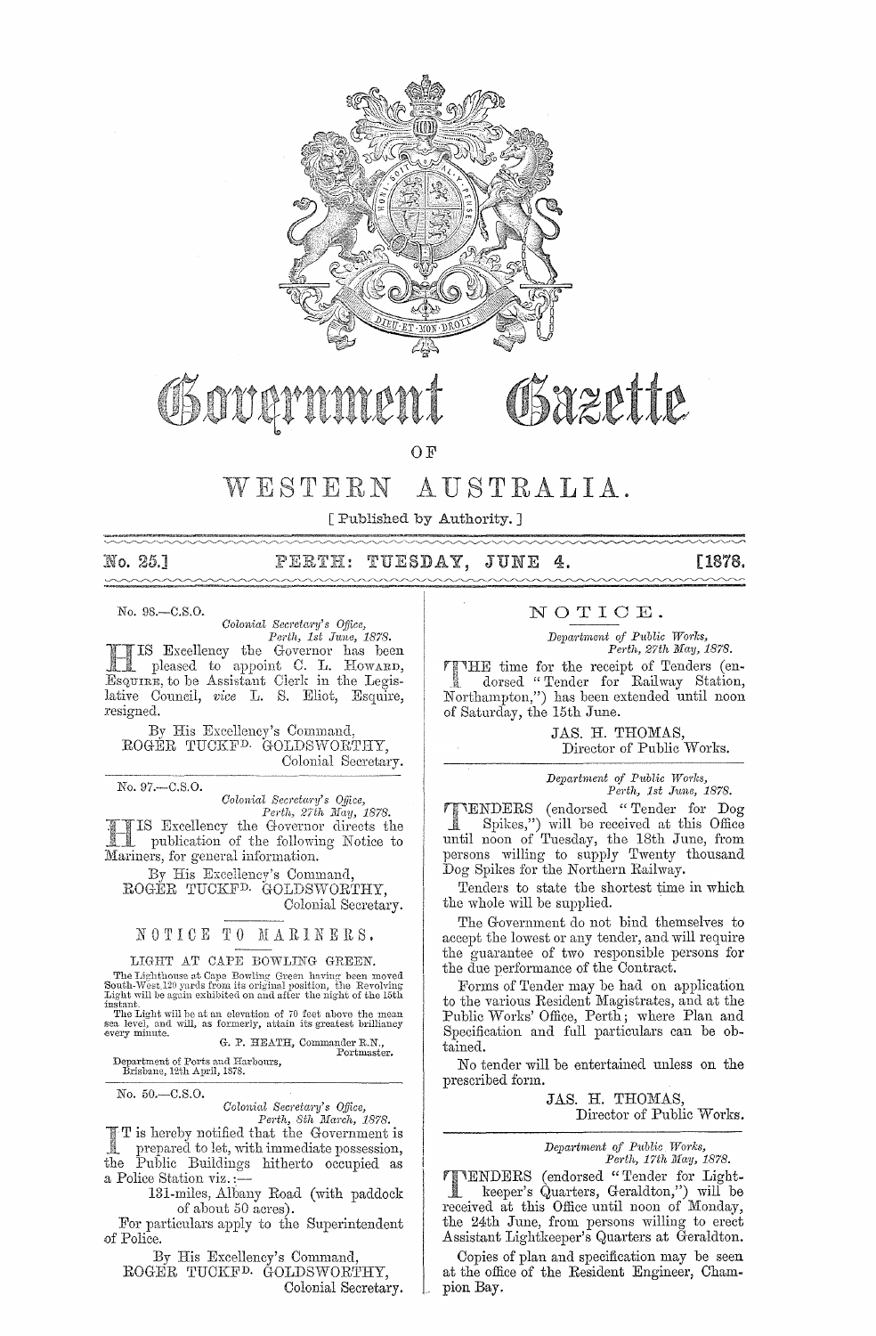# Government Gazette

OF

# WESTERN AUSTRALIA.

[ Published by Authority. ]

**No. 25.] PERTH: TUESDAY, JUNE 4. [1878.**

---

No. 98.—C.S.O.

*Colonial Secretary's Office,*
*Perth, 1st June, 1878.*

HIS Excellency the Governor has been pleased to appoint C. L. HOWARD, ESQUIRE, to be Assistant Clerk in the Legislative Council, *vice* L. S. Eliot, Esquire, resigned.

By His Excellency's Command,
ROGER TUCKFD. GOLDSWORTHY,
Colonial Secretary.

---

No. 97.—C.S.O.

*Colonial Secretary's Office,*
*Perth, 27th May, 1878.*

HIS Excellency the Governor directs the publication of the following Notice to Mariners, for general information.

By His Excellency's Command,
ROGER TUCKFD. GOLDSWORTHY,
Colonial Secretary.

## NOTICE TO MARINERS.

LIGHT AT CAPE BOWLING GREEN.

The Lighthouse at Cape Bowling Green having been moved South-West 120 yards from its original position, the Revolving Light will be again exhibited on and after the night of the 15th instant.

The Light will be at an elevation of 70 feet above the mean sea level, and will, as formerly, attain its greatest brilliancy every minute.

G. P. HEATH, Commander R.N.,
Portmaster.

Department of Ports and Harbours,
Brisbane, 12th April, 1878.

---

No. 50.—C.S.O.

*Colonial Secretary's Office,*
*Perth, 8th March, 1878.*

IT is hereby notified that the Government is prepared to let, with immediate possession, the Public Buildings hitherto occupied as a Police Station viz.:—

131-miles, Albany Road (with paddock of about 50 acres).

For particulars apply to the Superintendent of Police.

By His Excellency's Command,
ROGER TUCKFD. GOLDSWORTHY,
Colonial Secretary.

---

## NOTICE.

*Department of Public Works,*
*Perth, 27th May, 1878.*

THE time for the receipt of Tenders (endorsed "Tender for Railway Station, Northampton,") has been extended until noon of Saturday, the 15th June.

JAS. H. THOMAS,
Director of Public Works.

---

*Department of Public Works,*
*Perth, 1st June, 1878.*

TENDERS (endorsed "Tender for Dog Spikes,") will be received at this Office until noon of Tuesday, the 18th June, from persons willing to supply Twenty thousand Dog Spikes for the Northern Railway.

Tenders to state the shortest time in which the whole will be supplied.

The Government do not bind themselves to accept the lowest or any tender, and will require the guarantee of two responsible persons for the due performance of the Contract.

Forms of Tender may be had on application to the various Resident Magistrates, and at the Public Works' Office, Perth; where Plan and Specification and full particulars can be obtained.

No tender will be entertained unless on the prescribed form.

JAS. H. THOMAS,
Director of Public Works.

---

*Department of Public Works,*
*Perth, 17th May, 1878.*

TENDERS (endorsed "Tender for Lightkeeper's Quarters, Geraldton,") will be received at this Office until noon of Monday, the 24th June, from persons willing to erect Assistant Lightkeeper's Quarters at Geraldton.

Copies of plan and specification may be seen at the office of the Resident Engineer, Champion Bay.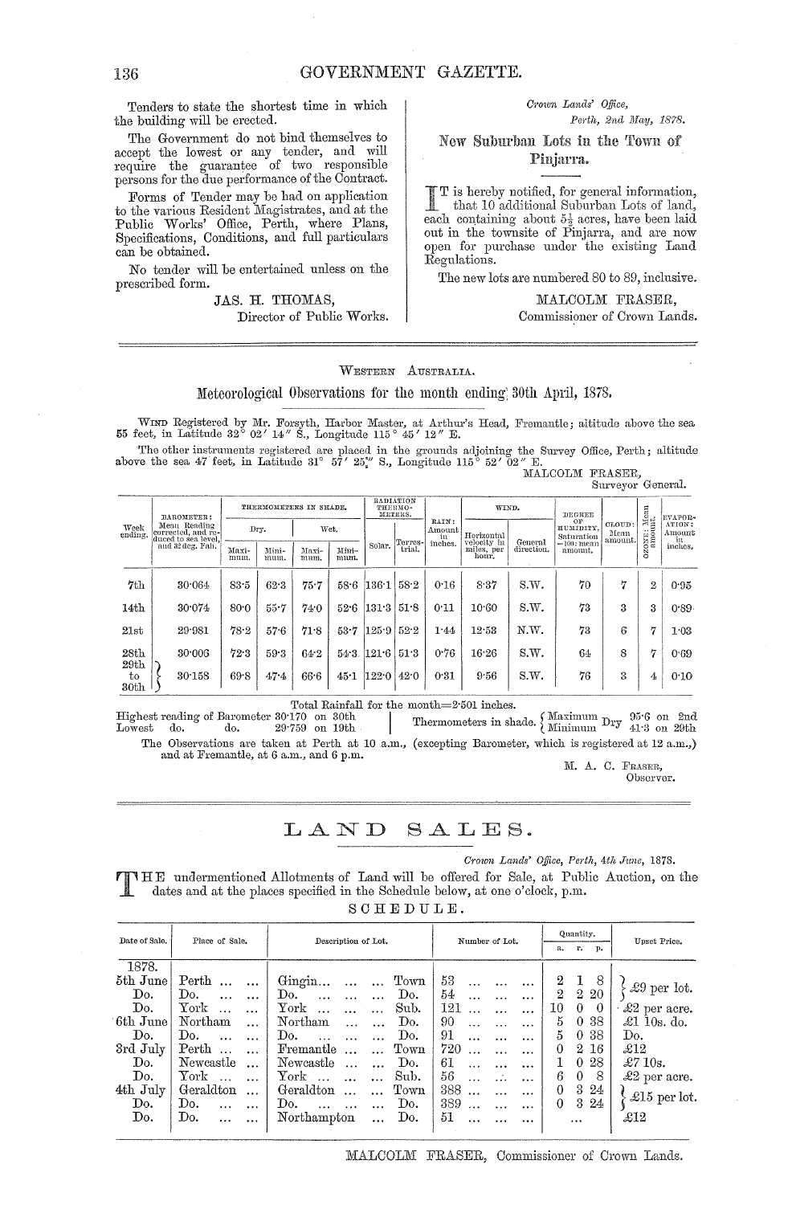Tenders to state the shortest time in which the building will be erected.

The Government do not bind themselves to accept the lowest or any tender, and will require the guarantee of two responsible persons for the due performance of the Contract.

Forms of Tender may be had on application to the various Resident Magistrates, and at the Public Works' Office, Perth, where Plans, Specifications, Conditions, and full particulars can be obtained.

No tender will be entertained unless on the prescribed form.

JAS. H. THOMAS,
Director of Public Works.

*Crown Lands' Office,*
*Perth, 2nd May, 1878.*

## New Suburban Lots in the Town of Pinjarra.

IT is hereby notified, for general information, that 10 additional Suburban Lots of land, each containing about 5½ acres, have been laid out in the townsite of Pinjarra, and are now open for purchase under the existing Land Regulations.

The new lots are numbered 80 to 89, inclusive.

MALCOLM FRASER,
Commissioner of Crown Lands.

---

WESTERN AUSTRALIA.

## Meteorological Observations for the month ending 30th April, 1878.

WIND Registered by Mr. Forsyth, Harbor Master, at Arthur's Head, Fremantle; altitude above the sea 55 feet, in Latitude 32° 02′ 14″ S., Longitude 115° 45′ 12″ E.

The other instruments registered are placed in the grounds adjoining the Survey Office, Perth; altitude above the sea 47 feet, in Latitude 31° 57′ 25¼″ S., Longitude 115° 52′ 02″ E.

MALCOLM FRASER,
Surveyor General.

| Week ending. | BAROMETER: Mean Reading corrected, and reduced to sea level, and 32 deg. Fah. | THERMOMETERS IN SHADE. Dry. Maximum. | Dry. Minimum. | Wet. Maximum. | Wet. Minimum. | RADIATION THERMOMETERS. Solar. | Terrestrial. | RAIN: Amount in inches. | WIND. Horizontal velocity in miles, per hour. | General direction. | DEGREE OF HUMIDITY. Saturation =100: mean amount. | CLOUD: Mean amount. | OZONE: Mean amount. | EVAPORATION: Amount in inches. |
|---|---|---|---|---|---|---|---|---|---|---|---|---|---|---|
| 7th | 30·064 | 83·5 | 62·3 | 75·7 | 58·6 | 136·1 | 58·2 | 0·16 | 8·37 | S.W. | 70 | 7 | 2 | 0·95 |
| 14th | 30·074 | 80·0 | 55·7 | 74·0 | 52·6 | 131·3 | 51·8 | 0·11 | 10·60 | S.W. | 73 | 3 | 3 | 0·89 |
| 21st | 29·981 | 78·2 | 57·6 | 71·8 | 53·7 | 125·9 | 52·2 | 1·44 | 12·53 | N.W. | 73 | 6 | 7 | 1·03 |
| 28th | 30·006 | 72·3 | 59·3 | 64·2 | 54·3 | 121·6 | 51·3 | 0·76 | 16·26 | S.W. | 64 | 8 | 7 | 0·69 |
| 29th to 30th | 30·158 | 69·8 | 47·4 | 66·6 | 45·1 | 122·0 | 42·0 | 0·31 | 9·56 | S.W. | 76 | 3 | 4 | 0·10 |

Total Rainfall for the month=2·501 inches.

Highest reading of Barometer 30·170 on 30th
Lowest do. do. 29·759 on 19th

Thermometers in shade. Maximum Dry 95·6 on 2nd; Minimum Dry 41·3 on 29th

The Observations are taken at Perth at 10 a.m., (excepting Barometer, which is registered at 12 a.m.,) and at Fremantle, at 6 a.m., and 6 p.m.

M. A. C. FRASER,
Observer.

---

# LAND SALES.

*Crown Lands' Office, Perth, 4th June, 1878.*

THE undermentioned Allotments of Land will be offered for Sale, at Public Auction, on the dates and at the places specified in the Schedule below, at one o'clock, p.m.

SCHEDULE.

| Date of Sale. | Place of Sale. | Description of Lot. | | Number of Lot. | Quantity. a. | r. | p. | Upset Price. |
|---|---|---|---|---|---|---|---|---|
| 1878. | | | | | | | | |
| 5th June | Perth ... ... | Gingin... ... ... | Town | 53 ... ... ... | 2 | 1 | 8 | £9 per lot. |
| Do. | Do. ... ... | Do. ... ... ... | Do. | 54 ... ... ... | 2 | 2 | 20 | £9 per lot. |
| Do. | York ... ... | York ... ... ... | Sub. | 121 ... ... ... | 10 | 0 | 0 | £2 per acre. |
| 6th June | Northam ... | Northam ... ... | Do. | 90 ... ... ... | 5 | 0 | 38 | £1 10s. do. |
| Do. | Do. ... ... | Do. ... ... ... | Do. | 91 ... ... ... | 5 | 0 | 38 | Do. |
| 3rd July | Perth ... ... | Fremantle ... ... | Town | 720 ... ... ... | 0 | 2 | 16 | £12 |
| Do. | Newcastle ... | Newcastle ... ... | Do. | 61 ... ... ... | 1 | 0 | 28 | £7 10s. |
| Do. | York ... ... | York ... ... ... | Sub. | 56 ... ... ... | 6 | 0 | 8 | £2 per acre. |
| 4th July | Geraldton ... | Geraldton ... ... | Town | 388 ... ... ... | 0 | 3 | 24 | £15 per lot. |
| Do. | Do. ... ... | Do. ... ... ... | Do. | 389 ... ... ... | 0 | 3 | 24 | £15 per lot. |
| Do. | Do. ... ... | Northampton ... | Do. | 51 ... ... ... | ... | | | £12 |

MALCOLM FRASER, Commissioner of Crown Lands.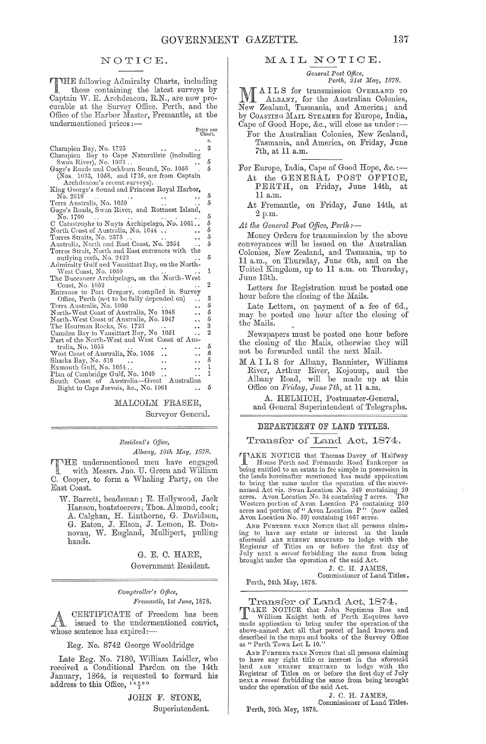## NOTICE.

THE following Admiralty Charts, including those containing the latest surveys by Captain W. E. Archdeacon, R.N., are now procurable at the Survey Office, Perth, and the Office of the Harbor Master, Fremantle, at the undermentioned prices:—

| | Price per Chart. s. |
|---|---|
| Champion Bay, No. 1725 | 3 |
| Champion Bay to Cape Naturaliste (including Swan River), No. 1033 | 5 |
| Gage's Roads and Cockburn Sound, No. 1058 (Nos. 1033, 1058, and 1725, are from Captain Archdeacon's recent surveys). | 5 |
| King George's Sound and Princess Royal Harbor, No. 2619 | 5 |
| Terra Australis, No. 1059 | 5 |
| Gage's Roads, Swan River, and Rottnest Island, No. 1700 | 5 |
| C Catastrophe to Nuyts Archipelago, No. 1061 | 5 |
| North Coast of Australia, No. 1044 | 5 |
| Torres Straits, No. 2375 | 5 |
| Australia, North and East Coast, No. 2354 | 5 |
| Torres Strait, North and East entrances with the outlying reefs, No. 2422 | 5 |
| Admiralty Gulf and Vansittart Bay, on the North-West Coast, No. 1050 | 1 |
| The Buccaneer Archipelago, on the North-West Coast, No. 1052 | 2 |
| Entrance to Port Gregory, compiled in Survey Office, Perth (not to be fully depended on) | 3 |
| Terra Australis, No. 1060 | 5 |
| North-West Coast of Australia, No 1048 | 5 |
| North-West Coast of Australia, No. 1047 | 5 |
| The Houtman Rocks, No. 1723 | 3 |
| Camden Bay to Vansittart Bay, No 1051 | 2 |
| Part of the North-West and West Coast of Australia, No. 1055 | 5 |
| West Coast of Australia, No. 1056 | 5 |
| Sharks Bay, No. 518 | 5 |
| Exmouth Gulf, No. 1054 | 1 |
| Plan of Cambridge Gulf, No. 1049 | 1 |
| South Coast of Australia—Great Australian Bight to Cape Jervois, &c., No. 1061 | 5 |

MALCOLM FRASER,
Surveyor General.

---

*Resident's Office,*
*Albany, 16th May, 1878.*

THE undermentioned men have engaged with Messrs. Jno. U. Green and William C. Cooper, to form a Whaling Party, on the East Coast.

W. Barrett, headsman; R. Hollywood, Jack Hanson, boatsteerers; Thos. Almond, cook; A. Calghan, H. Linthorne, G. Davidson, G. Eaton, J. Elson, J. Lemon, R. Donnovan, W. England, Mullipert, pulling hands.

G. E. C. HARE,
Government Resident.

---

*Comptroller's Office,*
*Fremantle, 1st June, 1878.*

A CERTIFICATE of Freedom has been issued to the undermentioned convict, whose sentence has expired:—

Reg. No. 8742 George Wooldridge

Late Reg. No. 7180, William Laidler, who received a Conditional Pardon on the 14th January, 1864, is requested to forward his address to this Office, 14290/1

JOHN F. STONE,
Superintendent.

---

## MAIL NOTICE.

*General Post Office,*
*Perth, 21st May, 1878.*

MAILS for transmission OVERLAND TO ALBANY, for the Australian Colonies, New Zealand, Tasmania, and America; and by COASTING MAIL STEAMER for Europe, India, Cape of Good Hope, &c., will close as under:—

For the Australian Colonies, New Zealand, Tasmania, and America, on Friday, June 7th, at 11 a.m.

For Europe, India, Cape of Good Hope, &c.:—

At the GENERAL POST OFFICE, PERTH, on Friday, June 14th, at 11 a.m.

At Fremantle, on Friday, June 14th, at 2 p.m.

*At the General Post Office, Perth:—*

Money Orders for transmission by the above conveyances will be issued on the Australian Colonies, New Zealand, and Tasmania, up to 11 a.m., on Thursday, June 6th, and on the United Kingdom, up to 11 a.m. on Thursday, June 13th.

Letters for Registration must be posted one hour before the closing of the Mails.

Late Letters, on payment of a fee of 6d., may be posted one hour after the closing of the Mails.

Newspapers must be posted one hour before the closing of the Mails, otherwise they will not be forwarded until the next Mail.

MAILS for Albany, Bannister, Williams River, Arthur River, Kojonup, and the Albany Road, will be made up at this Office on *Friday, June 7th*, at 11 a.m.

A. HELMICH, Postmaster-General,
and General Superintendent of Telegraphs.

---

## DEPARTMENT OF LAND TITLES.

### Transfer of Land Act, 1874.

TAKE NOTICE that Thomas Davey of Halfway House Perth and Fremantle Road Innkeeper as being entitled to an estate in fee simple in possession in the lands hereinafter mentioned has made application to bring the same under the operation of the above-named Act viz. Swan Location No. 349 containing 20 acres. Avon Location No. 34 containing 7 acres. The Western portion of Avon Location P5 containing 250 acres and portion of "Avon Location P" (now called Avon Location No. 39) containing 1667 acres.

AND FURTHER TAKE NOTICE that all persons claiming to have any estate or interest in the lands aforesaid ARE HEREBY REQUIRED to lodge with the Registrar of Titles on or before the first day of July next a *caveat* forbidding the same from being brought under the operation of the said Act.

J. C. H. JAMES,
Commissioner of Land Titles.

Perth, 24th May, 1878.

---

### Transfer of Land Act, 1874.

TAKE NOTICE that John Septimus Roe and William Knight both of Perth Esquires have made application to bring under the operation of the above-named Act all that parcel of land known and described in the maps and books of the Survey Office as "Perth Town Lot L 10."

AND FURTHER TAKE NOTICE that all persons claiming to have any right title or interest in the aforesaid land ARE HEREBY REQUIRED to lodge with the Registrar of Titles on or before the first day of July next a *caveat* forbidding the same from being brought under the operation of the said Act.

J. C. H. JAMES,
Commissioner of Land Titles.

Perth, 20th May, 1878.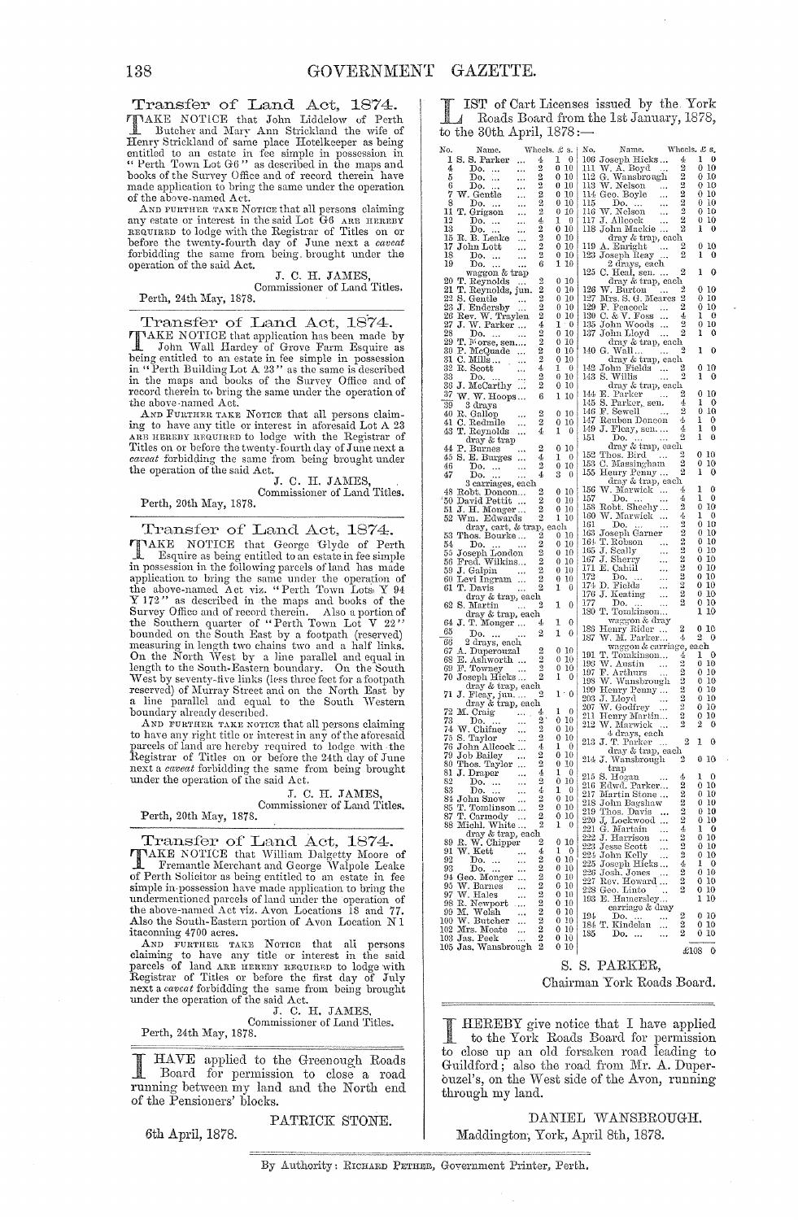## Transfer of Land Act, 1874.

TAKE NOTICE that John Liddelow of Perth Butcher and Mary Ann Strickland the wife of Henry Strickland of same place Hotelkeeper as being entitled to an estate in fee simple in possession in "Perth Town Lot G6" as described in the maps and books of the Survey Office and of record therein have made application to bring the same under the operation of the above-named Act.

AND FURTHER TAKE NOTICE that all persons claiming any estate or interest in the said Lot G6 ARE HEREBY REQUIRED to lodge with the Registrar of Titles on or before the twenty-fourth day of June next a *caveat* forbidding the same from being brought under the operation of the said Act.

J. C. H. JAMES,
Commissioner of Land Titles.

Perth, 24th May, 1878.

## Transfer of Land Act, 1874.

TAKE NOTICE that application has been made by John Wall Hardey of Grove Farm Esquire as being entitled to an estate in fee simple in possession in "Perth Building Lot A 23" as the same is described in the maps and books of the Survey Office and of record therein to bring the same under the operation of the above-named Act.

AND FURTHER TAKE NOTICE that all persons claiming to have any title or interest in aforesaid Lot A 23 ARE HEREBY REQUIRED to lodge with the Registrar of Titles on or before the twenty-fourth day of June next a *caveat* forbidding the same from being brought under the operation of the said Act.

J. C. H. JAMES,
Commissioner of Land Titles.

Perth, 20th May, 1878.

## Transfer of Land Act, 1874.

TAKE NOTICE that George Glyde of Perth Esquire as being entitled to an estate in fee simple in possession in the following parcels of land has made application to bring the same under the operation of the above-named Act viz. "Perth Town Lots Y 94 Y 172" as described in the maps and books of the Survey Office and of record therein. Also a portion of the Southern quarter of "Perth Town Lot V 22" bounded on the South East by a footpath (reserved) measuring in length two chains two and a half links. On the North West by a line parallel and equal in length to the South-Eastern boundary. On the South West by seventy-five links (less three feet for a footpath reserved) of Murray Street and on the North East by a line parallel and equal to the South Western boundary already described.

AND FURTHER TAKE NOTICE that all persons claiming to have any right title or interest in any of the aforesaid parcels of land are hereby required to lodge with the Registrar of Titles on or before the 24th day of June next a *caveat* forbidding the same from being brought under the operation of the said Act.

J. C. H. JAMES,
Commissioner of Land Titles.

Perth, 20th May, 1878.

## Transfer of Land Act, 1874.

TAKE NOTICE that William Dalgetty Moore of Fremantle Merchant and George Walpole Leake of Perth Solicitor as being entitled to an estate in fee simple in possession have made application to bring the undermentioned parcels of land under the operation of the above-named Act viz. Avon Locations 18 and 77. Also the South-Eastern portion of Avon Location N 1 itaconning 4700 acres.

AND FURTHER TAKE NOTICE that all persons claiming to have any title or interest in the said parcels of land ARE HEREBY REQUIRED to lodge with Registrar of Titles on or before the first day of July next a *caveat* forbidding the same from being brought under the operation of the said Act.

J. C. H. JAMES,
Commissioner of Land Titles.

Perth, 24th May, 1878.

---

I HAVE applied to the Greenough Roads Board for permission to close a road running between my land and the North end of the Pensioners' blocks.

PATRICK STONE.

6th April, 1878.

---

LIST of Cart Licenses issued by the York Roads Board from the 1st January, 1878, to the 30th April, 1878:—

| No. | Name. | Wheels. | £ | s. |
|---|---|---|---|---|
| 1 | S. S. Parker ... | 4 | 1 | 0 |
| 4 | Do. ... | 2 | 0 | 10 |
| 5 | Do. ... | 2 | 0 | 10 |
| 6 | Do. ... | 2 | 0 | 10 |
| 7 | W. Gentle ... | 2 | 0 | 10 |
| 8 | Do. ... | 2 | 0 | 10 |
| 11 | T. Grigson ... | 2 | 0 | 10 |
| 12 | Do. ... | 4 | 1 | 0 |
| 13 | Do. ... | 2 | 0 | 10 |
| 15 | R. B. Leake ... | 2 | 0 | 10 |
| 17 | John Lott ... | 2 | 0 | 10 |
| 18 | Do. ... | 2 | 0 | 10 |
| 19 | Do. ... waggon & trap | 6 | 1 | 10 |
| 20 | T. Reynolds ... | 2 | 0 | 10 |
| 21 | T. Reynolds, jun. | 2 | 0 | 10 |
| 22 | S. Gentle ... | 2 | 0 | 10 |
| 23 | J. Endersby ... | 2 | 0 | 10 |
| 26 | Rev. W. Traylen | 2 | 0 | 10 |
| 27 | J. W. Parker ... | 4 | 1 | 0 |
| 28 | Do. ... | 2 | 0 | 10 |
| 29 | T. Morse, sen.... | 2 | 0 | 10 |
| 30 | P. McQuade ... | 2 | 0 | 10 |
| 31 | C. Mills ... | 2 | 0 | 10 |
| 32 | R. Scott ... | 4 | 1 | 0 |
| 33 | Do. ... | 2 | 0 | 10 |
| 36 | J. McCarthy ... | 2 | 0 | 10 |
| 37 | W. W. Hoops ... | 6 | 1 | 10 |
| 39 | 3 drays | | | |
| 40 | R. Gallop ... | 2 | 0 | 10 |
| 41 | C. Redmile ... | 2 | 0 | 10 |
| 43 | T. Reynolds ... dray & trap | 4 | 1 | 0 |
| 44 | P. Burnes ... | 2 | 0 | 10 |
| 45 | S. E. Burges ... | 4 | 1 | 0 |
| 46 | Do. ... | 2 | 0 | 10 |
| 47 | Do. ... 3 carriages, each | 4 | 3 | 0 |
| 48 | Robt. Doncon ... | 2 | 0 | 10 |
| 50 | David Pettit ... | 2 | 0 | 10 |
| 51 | J. H. Monger ... | 2 | 0 | 10 |
| 52 | Wm. Edwards dray, cart, & trap, each | 2 | 1 | 10 |
| 53 | Thos. Bourke ... | 2 | 0 | 10 |
| 54 | Do. ... | 2 | 0 | 10 |
| 55 | Joseph London | 2 | 0 | 10 |
| 56 | Fred. Wilkins ... | 2 | 0 | 10 |
| 59 | J. Galpin ... | 2 | 0 | 10 |
| 60 | Levi Ingram ... | 2 | 0 | 10 |
| 61 | T. Davis ... dray & trap, each | 2 | 1 | 0 |
| 62 | S. Martin ... dray & trap, each | 2 | 1 | 0 |
| 64 | J. T. Monger ... | 4 | 1 | 0 |
| 65 | Do. ... | 2 | 1 | 0 |
| 66 | 2 drays, each | | | |
| 67 | A. Duperouzal | 2 | 0 | 10 |
| 68 | E. Ashworth ... | 2 | 0 | 10 |
| 69 | F. Towney ... | 2 | 0 | 10 |
| 70 | Joseph Hicks ... dray & trap, each | 2 | 1 | 0 |
| 71 | J. Fleay, jun. ... dray & trap, each | 2 | 1 | 0 |
| 72 | M. Craig ... | 2 | 0 | 10 |
| 73 | Do. ... | 2 | 0 | 10 |
| 74 | W. Chitney ... | 2 | 0 | 10 |
| 75 | S. Taylor ... | 2 | 0 | 10 |
| 76 | John Allcock ... | 4 | 1 | 0 |
| 79 | Job Bailey ... | 2 | 0 | 10 |
| 80 | Thos. Taylor ... | 2 | 0 | 10 |
| 81 | J. Draper ... | 4 | 1 | 0 |
| 82 | Do. ... | 2 | 0 | 10 |
| 83 | Do. ... | 4 | 1 | 0 |
| 84 | John Snow ... | 2 | 0 | 10 |
| 85 | T. Tomlinson ... | 2 | 0 | 10 |
| 87 | T. Carmody ... | 2 | 0 | 10 |
| 88 | Michl. White ... dray & trap, each | 2 | 1 | 0 |
| 89 | R. W. Chipper | 2 | 0 | 10 |
| 91 | W. Kett ... | 4 | 1 | 0 |
| 92 | Do. ... | 2 | 0 | 10 |
| 93 | Do. ... | 2 | 0 | 10 |
| 94 | Geo. Monger ... | 2 | 0 | 10 |
| 95 | W. Barnes ... | 2 | 0 | 10 |
| 97 | W. Hales ... | 2 | 0 | 10 |
| 98 | R. Newport ... | 2 | 0 | 10 |
| 99 | M. Welsh ... | 2 | 0 | 10 |
| 100 | W. Butcher ... | 2 | 0 | 10 |
| 102 | Mrs. Moate ... | 2 | 0 | 10 |
| 103 | Jas. Peek ... | 2 | 0 | 10 |
| 105 | Jas. Wansbrough | 2 | 0 | 10 |
| 106 | Joseph Hicks ... | 4 | 1 | 0 |
| 111 | W. A. Boyd ... | 2 | 0 | 10 |
| 112 | G. Wansbrough | 2 | 0 | 10 |
| 113 | W. Nelson ... | 2 | 0 | 10 |
| 114 | Geo. Boyle ... | 2 | 0 | 10 |
| 115 | Do. ... | 2 | 0 | 10 |
| 116 | W. Nelson ... | 2 | 0 | 10 |
| 117 | J. Allcock ... | 2 | 0 | 10 |
| 118 | John Mackie ... dray & trap, each | 2 | 1 | 0 |
| 119 | A. Enright ... | 2 | 0 | 10 |
| 123 | Joseph Reay ... 2 drays, each | 2 | 1 | 0 |
| 125 | C. Heal, sen. ... dray & trap, each | 2 | 1 | 0 |
| 126 | W. Burton ... | 2 | 0 | 10 |
| 127 | Mrs. S. G. Meares | 2 | 0 | 10 |
| 129 | F. Peacock ... | 2 | 0 | 10 |
| 130 | C. & V. Foss ... | 4 | 1 | 0 |
| 135 | John Woods ... | 2 | 0 | 10 |
| 137 | John Lloyd ... dray & trap, each | 2 | 1 | 0 |
| 140 | G. Wall ... dray & trap, each | 2 | 1 | 0 |
| 142 | John Fields ... | 2 | 0 | 10 |
| 143 | S. Willis ... dray & trap, each | 2 | 1 | 0 |
| 144 | E. Parker ... | 2 | 0 | 10 |
| 145 | S. Parker, sen. | 4 | 1 | 0 |
| 146 | F. Sewell ... | 2 | 0 | 10 |
| 147 | Reuben Doncon | 4 | 1 | 0 |
| 149 | J. Fleay, sen.... | 4 | 1 | 0 |
| 151 | Do. ... dray & trap, each | 2 | 1 | 0 |
| 152 | Thos. Bird ... | 2 | 0 | 10 |
| 153 | C. Massingham | 2 | 0 | 10 |
| 155 | Henry Penny ... dray & trap, each | 2 | 1 | 0 |
| 156 | W. Marwick ... | 4 | 1 | 0 |
| 157 | Do. ... | 4 | 1 | 0 |
| 158 | Robt. Sheehy ... | 2 | 0 | 10 |
| 160 | W. Marwick ... | 4 | 1 | 0 |
| 161 | Do. ... | 2 | 0 | 10 |
| 163 | Joseph Garner | 2 | 0 | 10 |
| 164 | T. Robson ... | 2 | 0 | 10 |
| 165 | J. Scally ... | 2 | 0 | 10 |
| 167 | J. Sherry ... | 2 | 0 | 10 |
| 171 | E. Cahill ... | 2 | 0 | 10 |
| 172 | Do. ... | 2 | 0 | 10 |
| 174 | D. Fields ... | 2 | 0 | 10 |
| 176 | J. Keating ... | 2 | 0 | 10 |
| 177 | Do. ... | 2 | 0 | 10 |
| 180 | T. Tomkinson... waggon & dray | | 1 | 10 |
| 189 | Henry Rider ... | 2 | 0 | 10 |
| 187 | W. M. Parker... waggon & carriage, each | 4 | 2 | 0 |
| 191 | T. Tomkinson... | 4 | 1 | 0 |
| 193 | W. Austin ... | 2 | 0 | 10 |
| 197 | F. Arthurs ... | 2 | 0 | 10 |
| 198 | W. Wansbrough | 2 | 0 | 10 |
| 199 | Henry Penny ... | 2 | 0 | 10 |
| 203 | J. Lloyd ... | 2 | 0 | 10 |
| 207 | W. Godfrey ... | 2 | 0 | 10 |
| 211 | Henry Martin ... | 2 | 0 | 10 |
| 212 | W. Marwick ... 4 drays, each | 2 | 2 | 0 |
| 213 | J. T. Parker ... dray & trap, each | 2 | 1 | 0 |
| 214 | J. Wansbrough trap | 2 | 0 | 10 |
| 215 | S. Hogan ... | 4 | 1 | 0 |
| 216 | Edwd. Parker ... | 2 | 0 | 10 |
| 217 | Martin Stone ... | 2 | 0 | 10 |
| 218 | John Bagshaw | 2 | 0 | 10 |
| 219 | Thos. Davis ... | 2 | 0 | 10 |
| 220 | J. Lockwood ... | 2 | 0 | 10 |
| 221 | G. Martain ... | 4 | 1 | 0 |
| 222 | J. Harrison ... | 2 | 0 | 10 |
| 223 | Jesse Scott ... | 2 | 0 | 10 |
| 224 | John Kelly ... | 2 | 0 | 10 |
| 225 | Joseph Hicks ... | 4 | 1 | 0 |
| 226 | Josh. Jones ... | 2 | 0 | 10 |
| 227 | Rev. Howard ... | 2 | 0 | 10 |
| 228 | Geo. Linto ... | 2 | 0 | 10 |
| 163 | E. Hamersley... carriage & dray | | 1 | 10 |
| 194 | Do. ... | 2 | 0 | 10 |
| 184 | T. Kindelan ... | 2 | 0 | 10 |
| 185 | Do. ... | 2 | 0 | 10 |
| | | | £108 | 0 |

S. S. PARKER,
Chairman York Roads Board.

---

I HEREBY give notice that I have applied to the York Roads Board for permission to close up an old forsaken road leading to Guildford; also the road from Mr. A. Duperouzel's, on the West side of the Avon, running through my land.

DANIEL WANSBROUGH.

Maddington, York, April 8th, 1878.

---

By Authority: RICHARD PETHER, Government Printer, Perth.